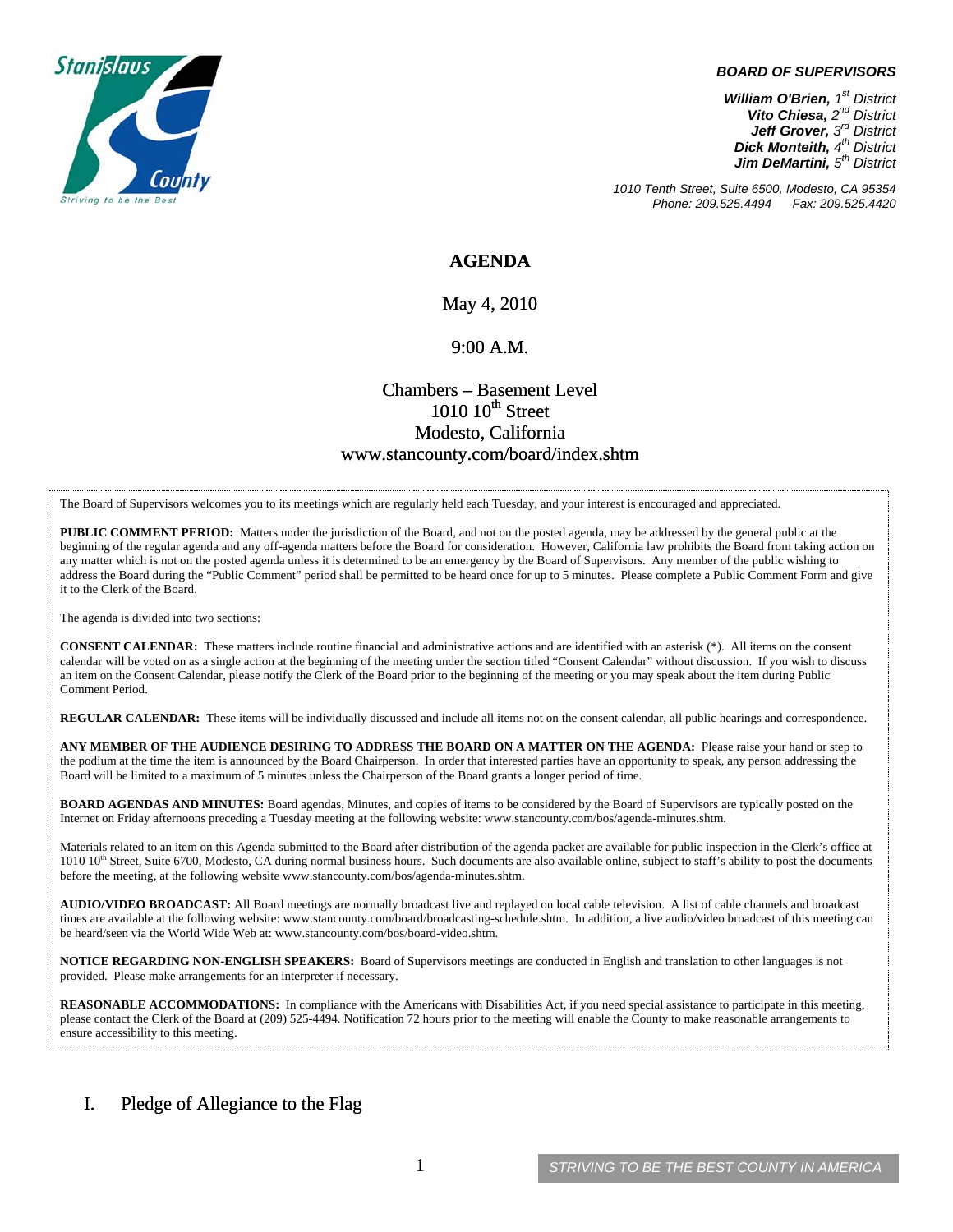**BOARD OF SUPERVISORS**

***William O'Brien**, 1st District*
***Vito Chiesa**, 2nd District*
***Jeff Grover**, 3rd District*
***Dick Monteith**, 4th District*
***Jim DeMartini**, 5th District*

*1010 Tenth Street, Suite 6500, Modesto, CA 95354*
*Phone: 209.525.4494 Fax: 209.525.4420*

# AGENDA

May 4, 2010

9:00 A.M.

Chambers – Basement Level
1010 10th Street
Modesto, California
www.stancounty.com/board/index.shtm

The Board of Supervisors welcomes you to its meetings which are regularly held each Tuesday, and your interest is encouraged and appreciated.

**PUBLIC COMMENT PERIOD:** Matters under the jurisdiction of the Board, and not on the posted agenda, may be addressed by the general public at the beginning of the regular agenda and any off-agenda matters before the Board for consideration. However, California law prohibits the Board from taking action on any matter which is not on the posted agenda unless it is determined to be an emergency by the Board of Supervisors. Any member of the public wishing to address the Board during the "Public Comment" period shall be permitted to be heard once for up to 5 minutes. Please complete a Public Comment Form and give it to the Clerk of the Board.

The agenda is divided into two sections:

**CONSENT CALENDAR:** These matters include routine financial and administrative actions and are identified with an asterisk (*). All items on the consent calendar will be voted on as a single action at the beginning of the meeting under the section titled "Consent Calendar" without discussion. If you wish to discuss an item on the Consent Calendar, please notify the Clerk of the Board prior to the beginning of the meeting or you may speak about the item during Public Comment Period.

**REGULAR CALENDAR:** These items will be individually discussed and include all items not on the consent calendar, all public hearings and correspondence.

**ANY MEMBER OF THE AUDIENCE DESIRING TO ADDRESS THE BOARD ON A MATTER ON THE AGENDA:** Please raise your hand or step to the podium at the time the item is announced by the Board Chairperson. In order that interested parties have an opportunity to speak, any person addressing the Board will be limited to a maximum of 5 minutes unless the Chairperson of the Board grants a longer period of time.

**BOARD AGENDAS AND MINUTES:** Board agendas, Minutes, and copies of items to be considered by the Board of Supervisors are typically posted on the Internet on Friday afternoons preceding a Tuesday meeting at the following website: www.stancounty.com/bos/agenda-minutes.shtm.

Materials related to an item on this Agenda submitted to the Board after distribution of the agenda packet are available for public inspection in the Clerk's office at 1010 10th Street, Suite 6700, Modesto, CA during normal business hours. Such documents are also available online, subject to staff's ability to post the documents before the meeting, at the following website www.stancounty.com/bos/agenda-minutes.shtm.

**AUDIO/VIDEO BROADCAST:** All Board meetings are normally broadcast live and replayed on local cable television. A list of cable channels and broadcast times are available at the following website: www.stancounty.com/board/broadcasting-schedule.shtm. In addition, a live audio/video broadcast of this meeting can be heard/seen via the World Wide Web at: www.stancounty.com/bos/board-video.shtm.

**NOTICE REGARDING NON-ENGLISH SPEAKERS:** Board of Supervisors meetings are conducted in English and translation to other languages is not provided. Please make arrangements for an interpreter if necessary.

**REASONABLE ACCOMMODATIONS:** In compliance with the Americans with Disabilities Act, if you need special assistance to participate in this meeting, please contact the Clerk of the Board at (209) 525-4494. Notification 72 hours prior to the meeting will enable the County to make reasonable arrangements to ensure accessibility to this meeting.

## I. Pledge of Allegiance to the Flag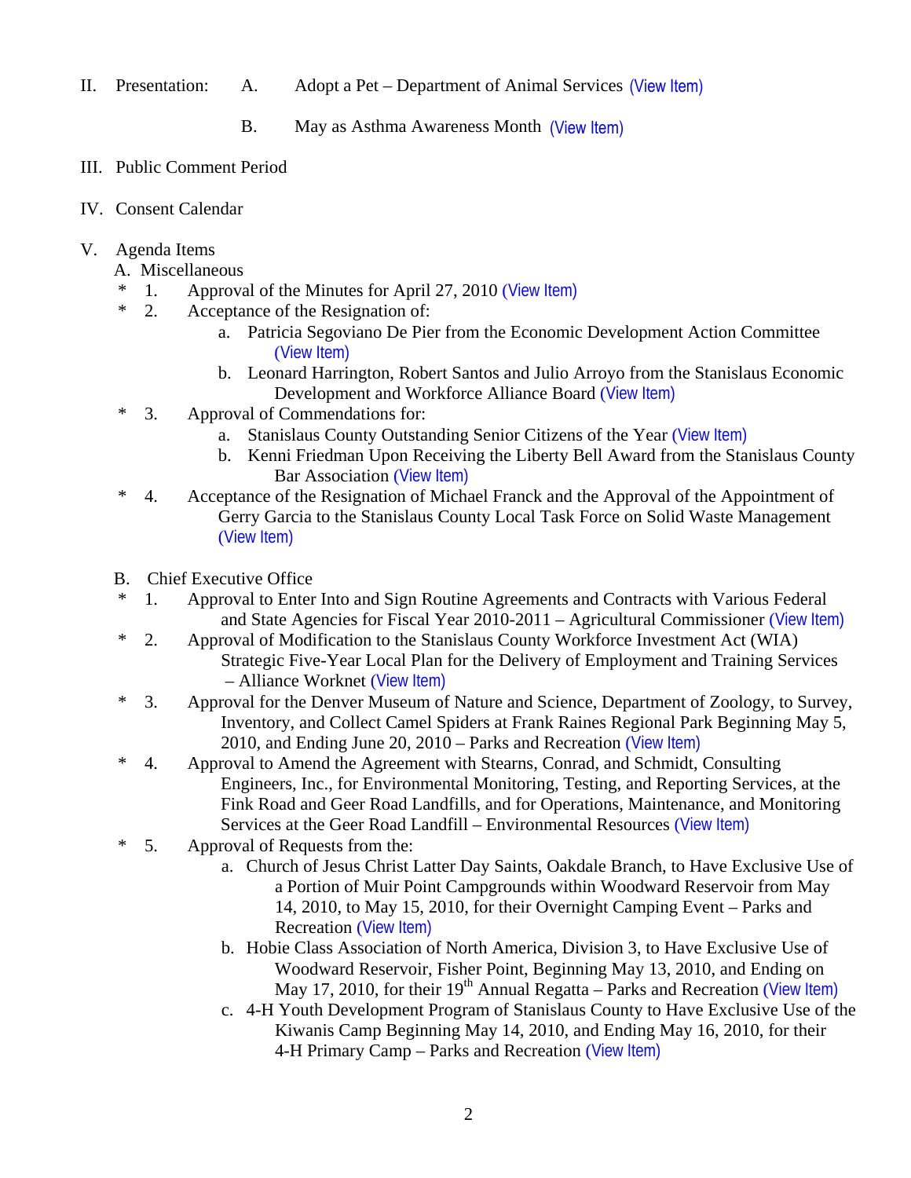II. Presentation: A. Adopt a Pet – Department of Animal Services (View Item)

B. May as Asthma Awareness Month (View Item)

III. Public Comment Period

IV. Consent Calendar

V. Agenda Items

A. Miscellaneous

\* 1. Approval of the Minutes for April 27, 2010 (View Item)

\* 2. Acceptance of the Resignation of:

a. Patricia Segoviano De Pier from the Economic Development Action Committee (View Item)

b. Leonard Harrington, Robert Santos and Julio Arroyo from the Stanislaus Economic Development and Workforce Alliance Board (View Item)

\* 3. Approval of Commendations for:

a. Stanislaus County Outstanding Senior Citizens of the Year (View Item)

b. Kenni Friedman Upon Receiving the Liberty Bell Award from the Stanislaus County Bar Association (View Item)

\* 4. Acceptance of the Resignation of Michael Franck and the Approval of the Appointment of Gerry Garcia to the Stanislaus County Local Task Force on Solid Waste Management (View Item)

B. Chief Executive Office

\* 1. Approval to Enter Into and Sign Routine Agreements and Contracts with Various Federal and State Agencies for Fiscal Year 2010-2011 – Agricultural Commissioner (View Item)

\* 2. Approval of Modification to the Stanislaus County Workforce Investment Act (WIA) Strategic Five-Year Local Plan for the Delivery of Employment and Training Services – Alliance Worknet (View Item)

\* 3. Approval for the Denver Museum of Nature and Science, Department of Zoology, to Survey, Inventory, and Collect Camel Spiders at Frank Raines Regional Park Beginning May 5, 2010, and Ending June 20, 2010 – Parks and Recreation (View Item)

\* 4. Approval to Amend the Agreement with Stearns, Conrad, and Schmidt, Consulting Engineers, Inc., for Environmental Monitoring, Testing, and Reporting Services, at the Fink Road and Geer Road Landfills, and for Operations, Maintenance, and Monitoring Services at the Geer Road Landfill – Environmental Resources (View Item)

\* 5. Approval of Requests from the:

a. Church of Jesus Christ Latter Day Saints, Oakdale Branch, to Have Exclusive Use of a Portion of Muir Point Campgrounds within Woodward Reservoir from May 14, 2010, to May 15, 2010, for their Overnight Camping Event – Parks and Recreation (View Item)

b. Hobie Class Association of North America, Division 3, to Have Exclusive Use of Woodward Reservoir, Fisher Point, Beginning May 13, 2010, and Ending on May 17, 2010, for their 19th Annual Regatta – Parks and Recreation (View Item)

c. 4-H Youth Development Program of Stanislaus County to Have Exclusive Use of the Kiwanis Camp Beginning May 14, 2010, and Ending May 16, 2010, for their 4-H Primary Camp – Parks and Recreation (View Item)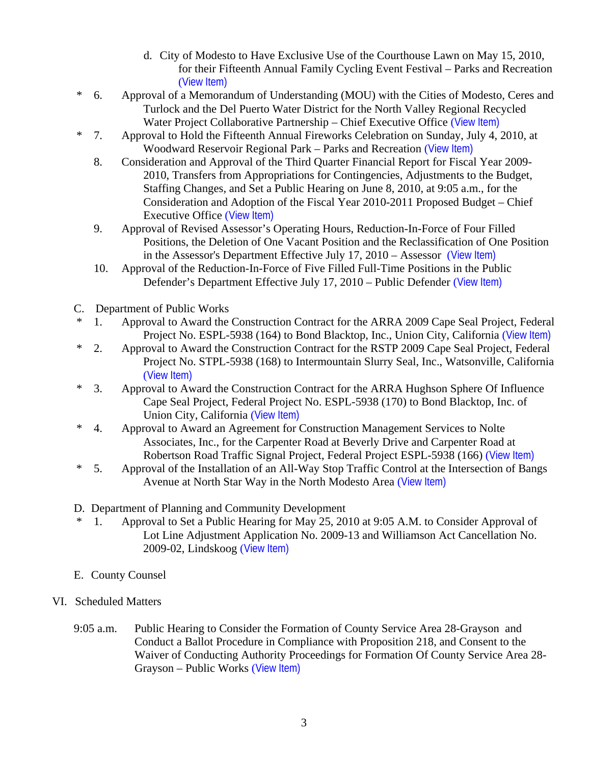d. City of Modesto to Have Exclusive Use of the Courthouse Lawn on May 15, 2010, for their Fifteenth Annual Family Cycling Event Festival – Parks and Recreation (View Item)

\* 6. Approval of a Memorandum of Understanding (MOU) with the Cities of Modesto, Ceres and Turlock and the Del Puerto Water District for the North Valley Regional Recycled Water Project Collaborative Partnership – Chief Executive Office (View Item)

\* 7. Approval to Hold the Fifteenth Annual Fireworks Celebration on Sunday, July 4, 2010, at Woodward Reservoir Regional Park – Parks and Recreation (View Item)

8. Consideration and Approval of the Third Quarter Financial Report for Fiscal Year 2009-2010, Transfers from Appropriations for Contingencies, Adjustments to the Budget, Staffing Changes, and Set a Public Hearing on June 8, 2010, at 9:05 a.m., for the Consideration and Adoption of the Fiscal Year 2010-2011 Proposed Budget – Chief Executive Office (View Item)

9. Approval of Revised Assessor's Operating Hours, Reduction-In-Force of Four Filled Positions, the Deletion of One Vacant Position and the Reclassification of One Position in the Assessor's Department Effective July 17, 2010 – Assessor (View Item)

10. Approval of the Reduction-In-Force of Five Filled Full-Time Positions in the Public Defender's Department Effective July 17, 2010 – Public Defender (View Item)

C. Department of Public Works

\* 1. Approval to Award the Construction Contract for the ARRA 2009 Cape Seal Project, Federal Project No. ESPL-5938 (164) to Bond Blacktop, Inc., Union City, California (View Item)

\* 2. Approval to Award the Construction Contract for the RSTP 2009 Cape Seal Project, Federal Project No. STPL-5938 (168) to Intermountain Slurry Seal, Inc., Watsonville, California (View Item)

\* 3. Approval to Award the Construction Contract for the ARRA Hughson Sphere Of Influence Cape Seal Project, Federal Project No. ESPL-5938 (170) to Bond Blacktop, Inc. of Union City, California (View Item)

\* 4. Approval to Award an Agreement for Construction Management Services to Nolte Associates, Inc., for the Carpenter Road at Beverly Drive and Carpenter Road at Robertson Road Traffic Signal Project, Federal Project ESPL-5938 (166) (View Item)

\* 5. Approval of the Installation of an All-Way Stop Traffic Control at the Intersection of Bangs Avenue at North Star Way in the North Modesto Area (View Item)

D. Department of Planning and Community Development

\* 1. Approval to Set a Public Hearing for May 25, 2010 at 9:05 A.M. to Consider Approval of Lot Line Adjustment Application No. 2009-13 and Williamson Act Cancellation No. 2009-02, Lindskoog (View Item)

E. County Counsel

VI. Scheduled Matters

9:05 a.m. Public Hearing to Consider the Formation of County Service Area 28-Grayson and Conduct a Ballot Procedure in Compliance with Proposition 218, and Consent to the Waiver of Conducting Authority Proceedings for Formation Of County Service Area 28-Grayson – Public Works (View Item)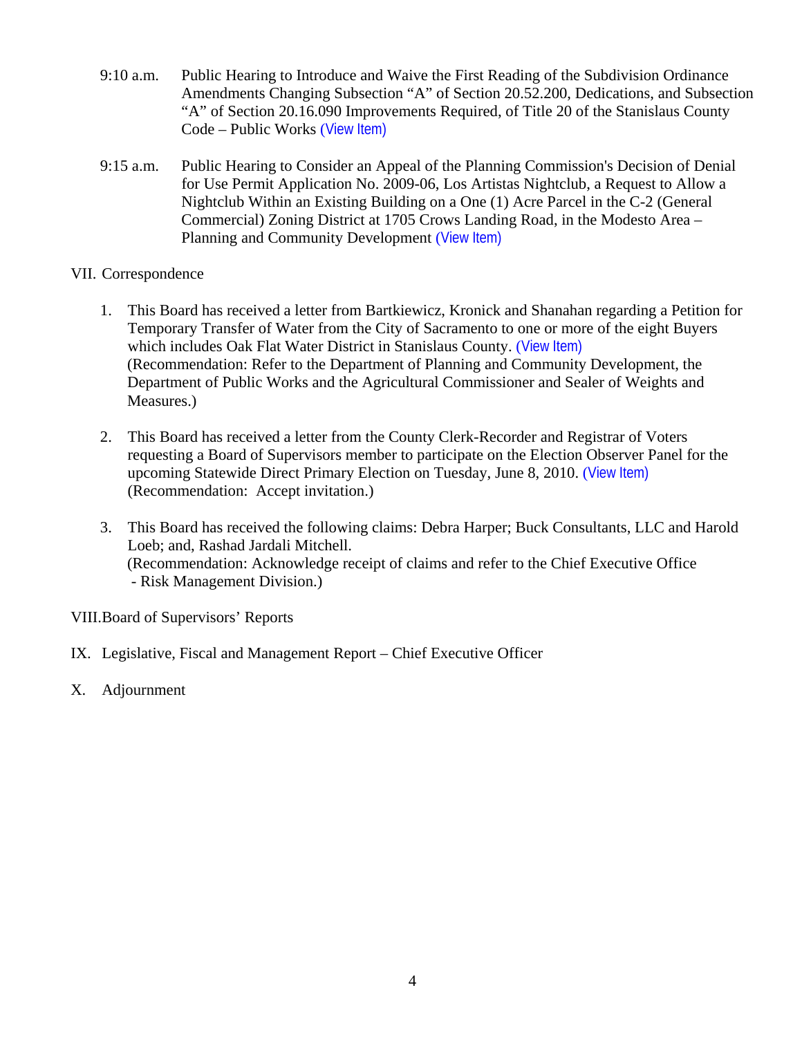9:10 a.m. Public Hearing to Introduce and Waive the First Reading of the Subdivision Ordinance Amendments Changing Subsection "A" of Section 20.52.200, Dedications, and Subsection "A" of Section 20.16.090 Improvements Required, of Title 20 of the Stanislaus County Code – Public Works (View Item)

9:15 a.m. Public Hearing to Consider an Appeal of the Planning Commission's Decision of Denial for Use Permit Application No. 2009-06, Los Artistas Nightclub, a Request to Allow a Nightclub Within an Existing Building on a One (1) Acre Parcel in the C-2 (General Commercial) Zoning District at 1705 Crows Landing Road, in the Modesto Area – Planning and Community Development (View Item)

VII. Correspondence

1. This Board has received a letter from Bartkiewicz, Kronick and Shanahan regarding a Petition for Temporary Transfer of Water from the City of Sacramento to one or more of the eight Buyers which includes Oak Flat Water District in Stanislaus County. (View Item)
   (Recommendation: Refer to the Department of Planning and Community Development, the Department of Public Works and the Agricultural Commissioner and Sealer of Weights and Measures.)

2. This Board has received a letter from the County Clerk-Recorder and Registrar of Voters requesting a Board of Supervisors member to participate on the Election Observer Panel for the upcoming Statewide Direct Primary Election on Tuesday, June 8, 2010. (View Item)
   (Recommendation: Accept invitation.)

3. This Board has received the following claims: Debra Harper; Buck Consultants, LLC and Harold Loeb; and, Rashad Jardali Mitchell.
   (Recommendation: Acknowledge receipt of claims and refer to the Chief Executive Office - Risk Management Division.)

VIII. Board of Supervisors' Reports

IX. Legislative, Fiscal and Management Report – Chief Executive Officer

X. Adjournment